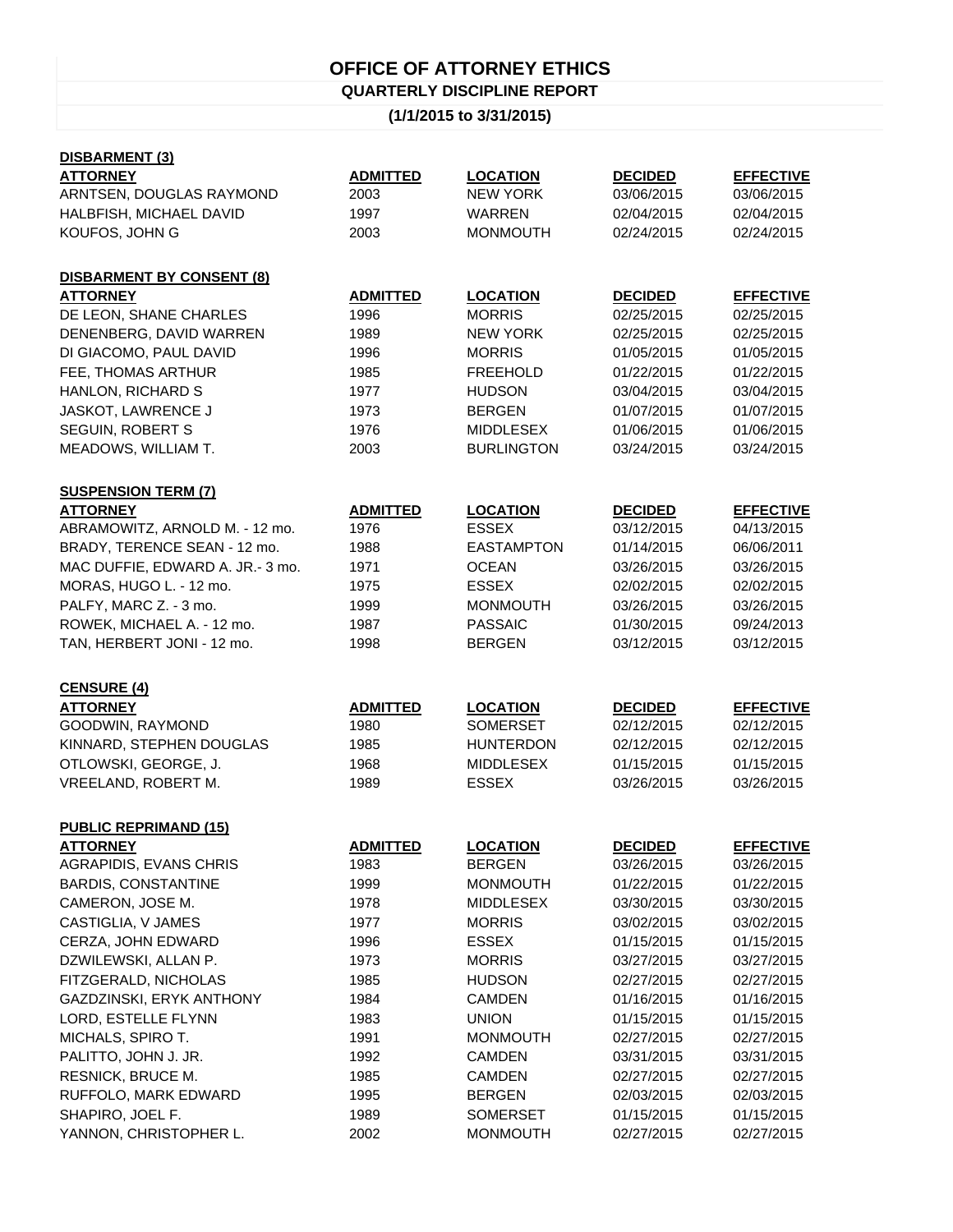# OFFICE OF ATTORNEY ETHICS

## QUARTERLY DISCIPLINE REPORT

### (1/1/2015 to 3/31/2015)

**DISBARMENT (3)**

| ATTORNEY | ADMITTED | LOCATION | DECIDED | EFFECTIVE |
|---|---|---|---|---|
| ARNTSEN, DOUGLAS RAYMOND | 2003 | NEW YORK | 03/06/2015 | 03/06/2015 |
| HALBFISH, MICHAEL DAVID | 1997 | WARREN | 02/04/2015 | 02/04/2015 |
| KOUFOS, JOHN G | 2003 | MONMOUTH | 02/24/2015 | 02/24/2015 |

**DISBARMENT BY CONSENT (8)**

| ATTORNEY | ADMITTED | LOCATION | DECIDED | EFFECTIVE |
|---|---|---|---|---|
| DE LEON, SHANE CHARLES | 1996 | MORRIS | 02/25/2015 | 02/25/2015 |
| DENENBERG, DAVID WARREN | 1989 | NEW YORK | 02/25/2015 | 02/25/2015 |
| DI GIACOMO, PAUL DAVID | 1996 | MORRIS | 01/05/2015 | 01/05/2015 |
| FEE, THOMAS ARTHUR | 1985 | FREEHOLD | 01/22/2015 | 01/22/2015 |
| HANLON, RICHARD S | 1977 | HUDSON | 03/04/2015 | 03/04/2015 |
| JASKOT, LAWRENCE J | 1973 | BERGEN | 01/07/2015 | 01/07/2015 |
| SEGUIN, ROBERT S | 1976 | MIDDLESEX | 01/06/2015 | 01/06/2015 |
| MEADOWS, WILLIAM T. | 2003 | BURLINGTON | 03/24/2015 | 03/24/2015 |

**SUSPENSION TERM (7)**

| ATTORNEY | ADMITTED | LOCATION | DECIDED | EFFECTIVE |
|---|---|---|---|---|
| ABRAMOWITZ, ARNOLD M. - 12 mo. | 1976 | ESSEX | 03/12/2015 | 04/13/2015 |
| BRADY, TERENCE SEAN - 12 mo. | 1988 | EASTAMPTON | 01/14/2015 | 06/06/2011 |
| MAC DUFFIE, EDWARD A. JR.- 3 mo. | 1971 | OCEAN | 03/26/2015 | 03/26/2015 |
| MORAS, HUGO L. - 12 mo. | 1975 | ESSEX | 02/02/2015 | 02/02/2015 |
| PALFY, MARC Z. - 3 mo. | 1999 | MONMOUTH | 03/26/2015 | 03/26/2015 |
| ROWEK, MICHAEL A. - 12 mo. | 1987 | PASSAIC | 01/30/2015 | 09/24/2013 |
| TAN, HERBERT JONI - 12 mo. | 1998 | BERGEN | 03/12/2015 | 03/12/2015 |

**CENSURE (4)**

| ATTORNEY | ADMITTED | LOCATION | DECIDED | EFFECTIVE |
|---|---|---|---|---|
| GOODWIN, RAYMOND | 1980 | SOMERSET | 02/12/2015 | 02/12/2015 |
| KINNARD, STEPHEN DOUGLAS | 1985 | HUNTERDON | 02/12/2015 | 02/12/2015 |
| OTLOWSKI, GEORGE, J. | 1968 | MIDDLESEX | 01/15/2015 | 01/15/2015 |
| VREELAND, ROBERT M. | 1989 | ESSEX | 03/26/2015 | 03/26/2015 |

**PUBLIC REPRIMAND (15)**

| ATTORNEY | ADMITTED | LOCATION | DECIDED | EFFECTIVE |
|---|---|---|---|---|
| AGRAPIDIS, EVANS CHRIS | 1983 | BERGEN | 03/26/2015 | 03/26/2015 |
| BARDIS, CONSTANTINE | 1999 | MONMOUTH | 01/22/2015 | 01/22/2015 |
| CAMERON, JOSE M. | 1978 | MIDDLESEX | 03/30/2015 | 03/30/2015 |
| CASTIGLIA, V JAMES | 1977 | MORRIS | 03/02/2015 | 03/02/2015 |
| CERZA, JOHN EDWARD | 1996 | ESSEX | 01/15/2015 | 01/15/2015 |
| DZWILEWSKI, ALLAN P. | 1973 | MORRIS | 03/27/2015 | 03/27/2015 |
| FITZGERALD, NICHOLAS | 1985 | HUDSON | 02/27/2015 | 02/27/2015 |
| GAZDZINSKI, ERYK ANTHONY | 1984 | CAMDEN | 01/16/2015 | 01/16/2015 |
| LORD, ESTELLE FLYNN | 1983 | UNION | 01/15/2015 | 01/15/2015 |
| MICHALS, SPIRO T. | 1991 | MONMOUTH | 02/27/2015 | 02/27/2015 |
| PALITTO, JOHN J. JR. | 1992 | CAMDEN | 03/31/2015 | 03/31/2015 |
| RESNICK, BRUCE M. | 1985 | CAMDEN | 02/27/2015 | 02/27/2015 |
| RUFFOLO, MARK EDWARD | 1995 | BERGEN | 02/03/2015 | 02/03/2015 |
| SHAPIRO, JOEL F. | 1989 | SOMERSET | 01/15/2015 | 01/15/2015 |
| YANNON, CHRISTOPHER L. | 2002 | MONMOUTH | 02/27/2015 | 02/27/2015 |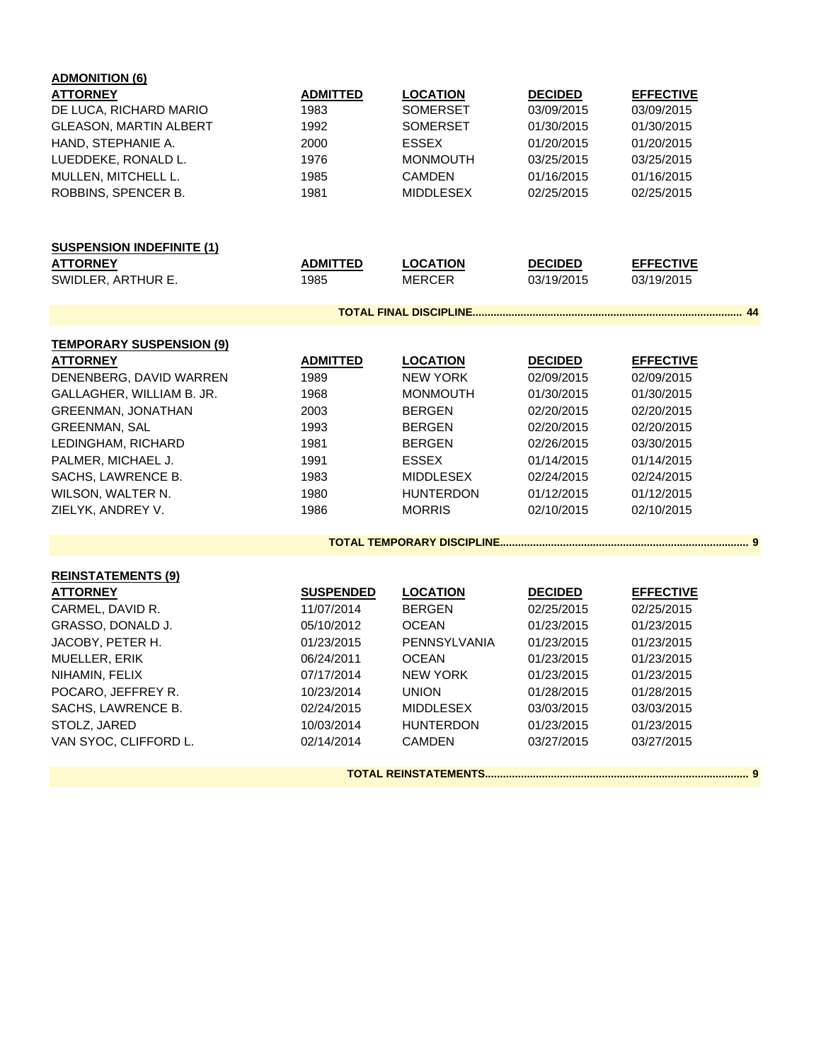**ADMONITION (6)**

| ATTORNEY | ADMITTED | LOCATION | DECIDED | EFFECTIVE |
|---|---|---|---|---|
| DE LUCA, RICHARD MARIO | 1983 | SOMERSET | 03/09/2015 | 03/09/2015 |
| GLEASON, MARTIN ALBERT | 1992 | SOMERSET | 01/30/2015 | 01/30/2015 |
| HAND, STEPHANIE A. | 2000 | ESSEX | 01/20/2015 | 01/20/2015 |
| LUEDDEKE, RONALD L. | 1976 | MONMOUTH | 03/25/2015 | 03/25/2015 |
| MULLEN, MITCHELL L. | 1985 | CAMDEN | 01/16/2015 | 01/16/2015 |
| ROBBINS, SPENCER B. | 1981 | MIDDLESEX | 02/25/2015 | 02/25/2015 |

**SUSPENSION INDEFINITE (1)**

| ATTORNEY | ADMITTED | LOCATION | DECIDED | EFFECTIVE |
|---|---|---|---|---|
| SWIDLER, ARTHUR E. | 1985 | MERCER | 03/19/2015 | 03/19/2015 |

**TOTAL FINAL DISCIPLINE.......................................................................................... 44**

**TEMPORARY SUSPENSION (9)**

| ATTORNEY | ADMITTED | LOCATION | DECIDED | EFFECTIVE |
|---|---|---|---|---|
| DENENBERG, DAVID WARREN | 1989 | NEW YORK | 02/09/2015 | 02/09/2015 |
| GALLAGHER, WILLIAM B. JR. | 1968 | MONMOUTH | 01/30/2015 | 01/30/2015 |
| GREENMAN, JONATHAN | 2003 | BERGEN | 02/20/2015 | 02/20/2015 |
| GREENMAN, SAL | 1993 | BERGEN | 02/20/2015 | 02/20/2015 |
| LEDINGHAM, RICHARD | 1981 | BERGEN | 02/26/2015 | 03/30/2015 |
| PALMER, MICHAEL J. | 1991 | ESSEX | 01/14/2015 | 01/14/2015 |
| SACHS, LAWRENCE B. | 1983 | MIDDLESEX | 02/24/2015 | 02/24/2015 |
| WILSON, WALTER N. | 1980 | HUNTERDON | 01/12/2015 | 01/12/2015 |
| ZIELYK, ANDREY V. | 1986 | MORRIS | 02/10/2015 | 02/10/2015 |

**TOTAL TEMPORARY DISCIPLINE.................................................................................. 9**

**REINSTATEMENTS (9)**

| ATTORNEY | SUSPENDED | LOCATION | DECIDED | EFFECTIVE |
|---|---|---|---|---|
| CARMEL, DAVID R. | 11/07/2014 | BERGEN | 02/25/2015 | 02/25/2015 |
| GRASSO, DONALD J. | 05/10/2012 | OCEAN | 01/23/2015 | 01/23/2015 |
| JACOBY, PETER H. | 01/23/2015 | PENNSYLVANIA | 01/23/2015 | 01/23/2015 |
| MUELLER, ERIK | 06/24/2011 | OCEAN | 01/23/2015 | 01/23/2015 |
| NIHAMIN, FELIX | 07/17/2014 | NEW YORK | 01/23/2015 | 01/23/2015 |
| POCARO, JEFFREY R. | 10/23/2014 | UNION | 01/28/2015 | 01/28/2015 |
| SACHS, LAWRENCE B. | 02/24/2015 | MIDDLESEX | 03/03/2015 | 03/03/2015 |
| STOLZ, JARED | 10/03/2014 | HUNTERDON | 01/23/2015 | 01/23/2015 |
| VAN SYOC, CLIFFORD L. | 02/14/2014 | CAMDEN | 03/27/2015 | 03/27/2015 |

**TOTAL REINSTATEMENTS...................................................................................... 9**